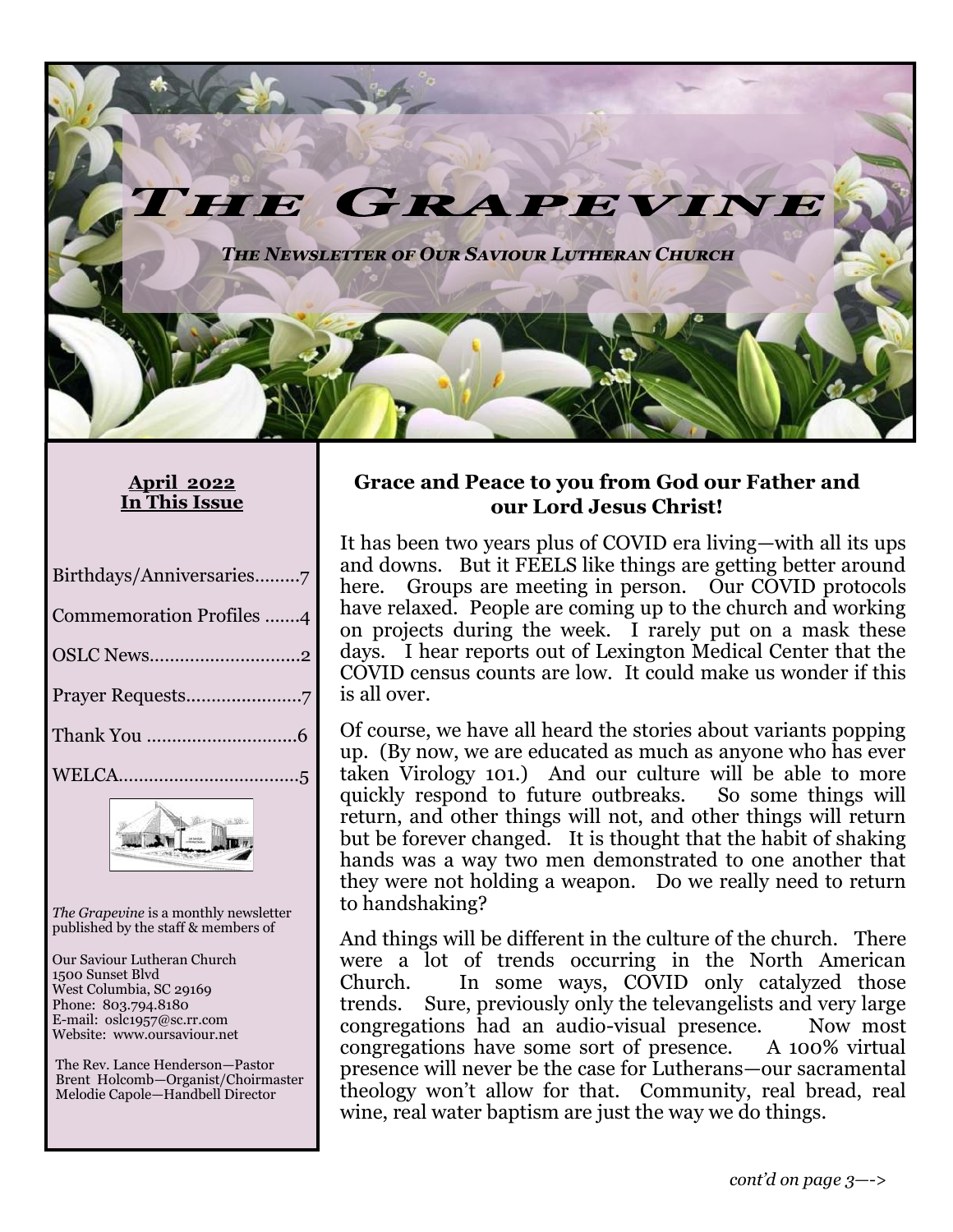# The Grapevine

***The Newsletter of Our Saviour Lutheran Church***

**April 2022**
**In This Issue**

Birthdays/Anniversaries.........7

Commemoration Profiles .......4

OSLC News.............................2

Prayer Requests......................7

Thank You .............................6

WELCA...................................5

*The Grapevine* is a monthly newsletter published by the staff & members of

Our Saviour Lutheran Church
1500 Sunset Blvd
West Columbia, SC 29169
Phone: 803.794.8180
E-mail: oslc1957@sc.rr.com
Website: www.oursaviour.net

The Rev. Lance Henderson—Pastor
Brent Holcomb—Organist/Choirmaster
Melodie Capole—Handbell Director

## Grace and Peace to you from God our Father and our Lord Jesus Christ!

It has been two years plus of COVID era living—with all its ups and downs. But it FEELS like things are getting better around here. Groups are meeting in person. Our COVID protocols have relaxed. People are coming up to the church and working on projects during the week. I rarely put on a mask these days. I hear reports out of Lexington Medical Center that the COVID census counts are low. It could make us wonder if this is all over.

Of course, we have all heard the stories about variants popping up. (By now, we are educated as much as anyone who has ever taken Virology 101.) And our culture will be able to more quickly respond to future outbreaks. So some things will return, and other things will not, and other things will return but be forever changed. It is thought that the habit of shaking hands was a way two men demonstrated to one another that they were not holding a weapon. Do we really need to return to handshaking?

And things will be different in the culture of the church. There were a lot of trends occurring in the North American Church. In some ways, COVID only catalyzed those trends. Sure, previously only the televangelists and very large congregations had an audio-visual presence. Now most congregations have some sort of presence. A 100% virtual presence will never be the case for Lutherans—our sacramental theology won't allow for that. Community, real bread, real wine, real water baptism are just the way we do things.

*cont'd on page 3—->*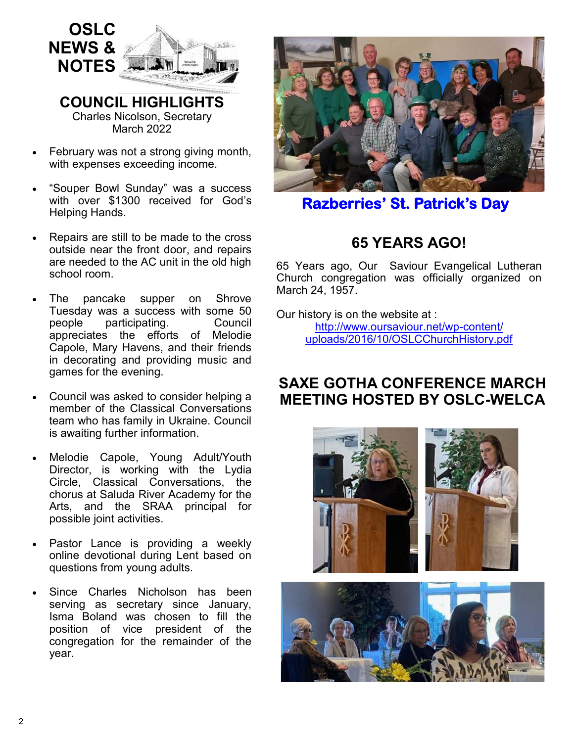# OSLC NEWS & NOTES

## COUNCIL HIGHLIGHTS

Charles Nicolson, Secretary
March 2022

- February was not a strong giving month, with expenses exceeding income.
- "Souper Bowl Sunday" was a success with over $1300 received for God's Helping Hands.
- Repairs are still to be made to the cross outside near the front door, and repairs are needed to the AC unit in the old high school room.
- The pancake supper on Shrove Tuesday was a success with some 50 people participating. Council appreciates the efforts of Melodie Capole, Mary Havens, and their friends in decorating and providing music and games for the evening.
- Council was asked to consider helping a member of the Classical Conversations team who has family in Ukraine. Council is awaiting further information.
- Melodie Capole, Young Adult/Youth Director, is working with the Lydia Circle, Classical Conversations, the chorus at Saluda River Academy for the Arts, and the SRAA principal for possible joint activities.
- Pastor Lance is providing a weekly online devotional during Lent based on questions from young adults.
- Since Charles Nicholson has been serving as secretary since January, Isma Boland was chosen to fill the position of vice president of the congregation for the remainder of the year.

**Razberries' St. Patrick's Day**

## 65 YEARS AGO!

65 Years ago, Our Saviour Evangelical Lutheran Church congregation was officially organized on March 24, 1957.

Our history is on the website at :
http://www.oursaviour.net/wp-content/uploads/2016/10/OSLCChurchHistory.pdf

## SAXE GOTHA CONFERENCE MARCH MEETING HOSTED BY OSLC-WELCA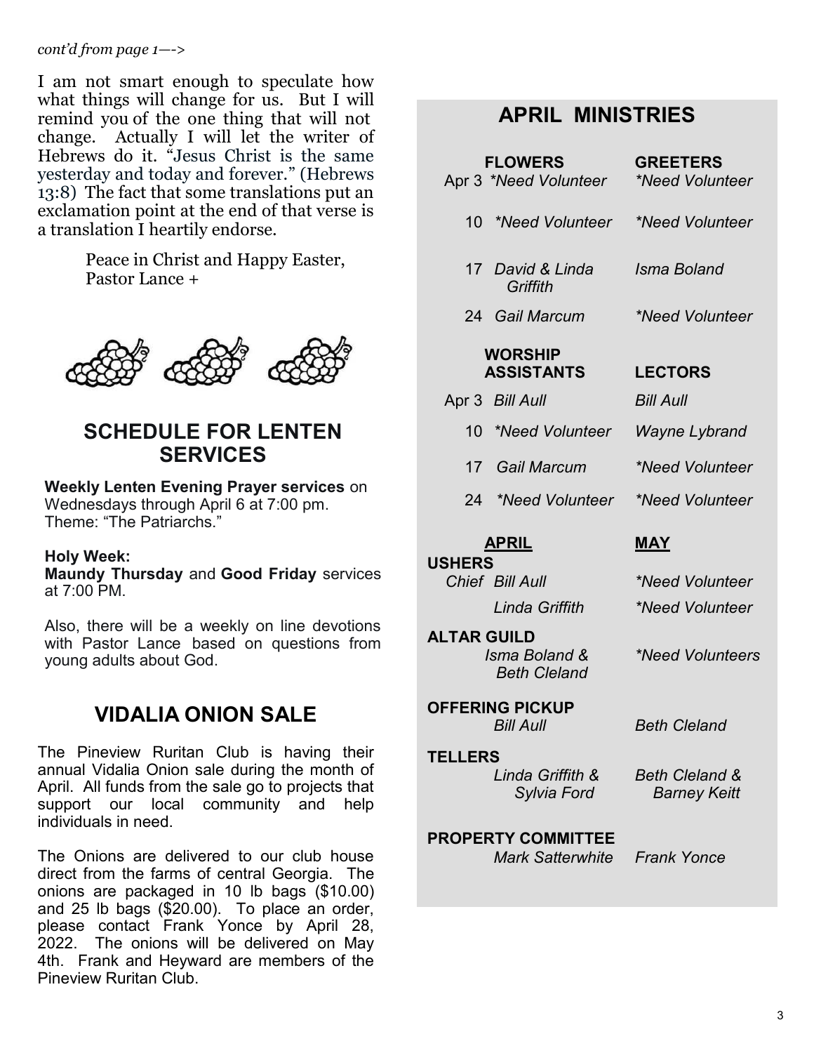*cont'd from page 1—>*

I am not smart enough to speculate how what things will change for us. But I will remind you of the one thing that will not change. Actually I will let the writer of Hebrews do it. "Jesus Christ is the same yesterday and today and forever." (Hebrews 13:8) The fact that some translations put an exclamation point at the end of that verse is a translation I heartily endorse.

Peace in Christ and Happy Easter,
Pastor Lance +

## SCHEDULE FOR LENTEN SERVICES

**Weekly Lenten Evening Prayer services** on Wednesdays through April 6 at 7:00 pm. Theme: "The Patriarchs."

**Holy Week:**
**Maundy Thursday** and **Good Friday** services at 7:00 PM.

Also, there will be a weekly on line devotions with Pastor Lance based on questions from young adults about God.

## VIDALIA ONION SALE

The Pineview Ruritan Club is having their annual Vidalia Onion sale during the month of April. All funds from the sale go to projects that support our local community and help individuals in need.

The Onions are delivered to our club house direct from the farms of central Georgia. The onions are packaged in 10 lb bags ($10.00) and 25 lb bags ($20.00). To place an order, please contact Frank Yonce by April 28, 2022. The onions will be delivered on May 4th. Frank and Heyward are members of the Pineview Ruritan Club.

## APRIL MINISTRIES

| | FLOWERS | GREETERS |
|---|---|---|
| Apr 3 | *\*Need Volunteer* | *\*Need Volunteer* |
| 10 | *\*Need Volunteer* | *\*Need Volunteer* |
| 17 | *David & Linda Griffith* | *Isma Boland* |
| 24 | *Gail Marcum* | *\*Need Volunteer* |

| | WORSHIP ASSISTANTS | LECTORS |
|---|---|---|
| Apr 3 | *Bill Aull* | *Bill Aull* |
| 10 | *\*Need Volunteer* | *Wayne Lybrand* |
| 17 | *Gail Marcum* | *\*Need Volunteer* |
| 24 | *\*Need Volunteer* | *\*Need Volunteer* |

| | APRIL | MAY |
|---|---|---|
| **USHERS** | | |
| Chief | *Bill Aull* | *\*Need Volunteer* |
| | *Linda Griffith* | *\*Need Volunteer* |
| **ALTAR GUILD** | *Isma Boland & Beth Cleland* | *\*Need Volunteers* |
| **OFFERING PICKUP** | *Bill Aull* | *Beth Cleland* |
| **TELLERS** | *Linda Griffith & Sylvia Ford* | *Beth Cleland & Barney Keitt* |
| **PROPERTY COMMITTEE** | *Mark Satterwhite* | *Frank Yonce* |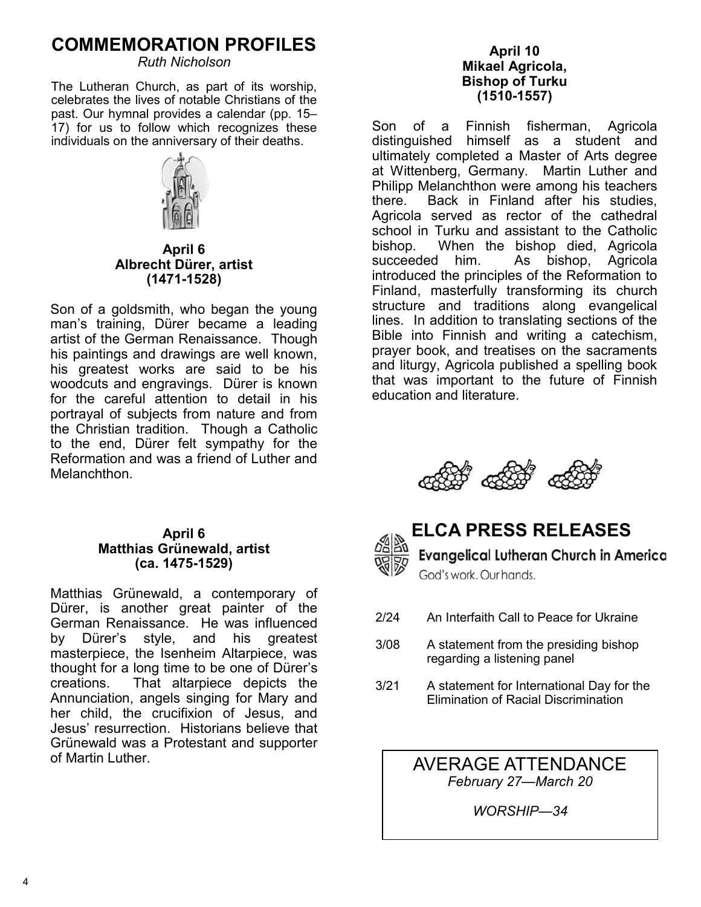# COMMEMORATION PROFILES

*Ruth Nicholson*

The Lutheran Church, as part of its worship, celebrates the lives of notable Christians of the past. Our hymnal provides a calendar (pp. 15–17) for us to follow which recognizes these individuals on the anniversary of their deaths.

**April 6**
**Albrecht Dürer, artist**
**(1471-1528)**

Son of a goldsmith, who began the young man's training, Dürer became a leading artist of the German Renaissance. Though his paintings and drawings are well known, his greatest works are said to be his woodcuts and engravings. Dürer is known for the careful attention to detail in his portrayal of subjects from nature and from the Christian tradition. Though a Catholic to the end, Dürer felt sympathy for the Reformation and was a friend of Luther and Melanchthon.

**April 6**
**Matthias Grünewald, artist**
**(ca. 1475-1529)**

Matthias Grünewald, a contemporary of Dürer, is another great painter of the German Renaissance. He was influenced by Dürer's style, and his greatest masterpiece, the Isenheim Altarpiece, was thought for a long time to be one of Dürer's creations. That altarpiece depicts the Annunciation, angels singing for Mary and her child, the crucifixion of Jesus, and Jesus' resurrection. Historians believe that Grünewald was a Protestant and supporter of Martin Luther.

**April 10**
**Mikael Agricola,**
**Bishop of Turku**
**(1510-1557)**

Son of a Finnish fisherman, Agricola distinguished himself as a student and ultimately completed a Master of Arts degree at Wittenberg, Germany. Martin Luther and Philipp Melanchthon were among his teachers there. Back in Finland after his studies, Agricola served as rector of the cathedral school in Turku and assistant to the Catholic bishop. When the bishop died, Agricola succeeded him. As bishop, Agricola introduced the principles of the Reformation to Finland, masterfully transforming its church structure and traditions along evangelical lines. In addition to translating sections of the Bible into Finnish and writing a catechism, prayer book, and treatises on the sacraments and liturgy, Agricola published a spelling book that was important to the future of Finnish education and literature.

# ELCA PRESS RELEASES

Evangelical Lutheran Church in America
God's work. Our hands.

| | |
|---|---|
| 2/24 | An Interfaith Call to Peace for Ukraine |
| 3/08 | A statement from the presiding bishop regarding a listening panel |
| 3/21 | A statement for International Day for the Elimination of Racial Discrimination |

AVERAGE ATTENDANCE
*February 27—March 20*

*WORSHIP—34*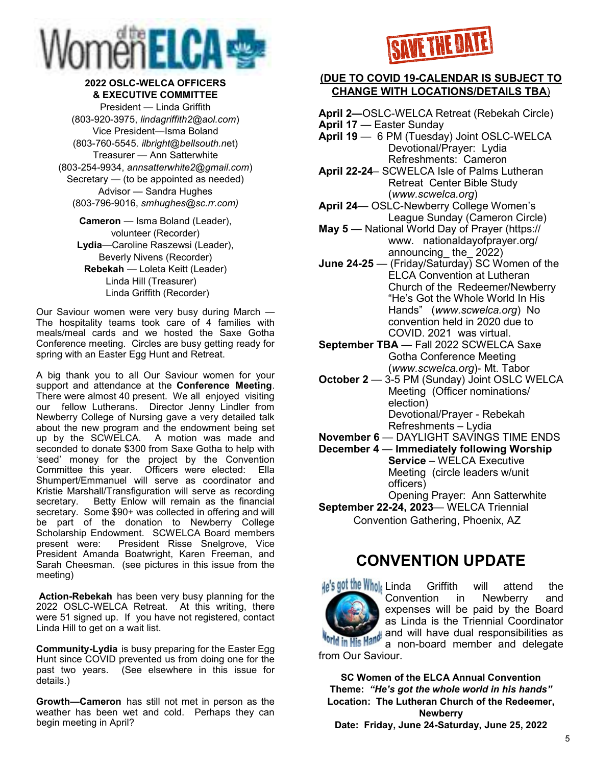**2022 OSLC-WELCA OFFICERS & EXECUTIVE COMMITTEE**

President — Linda Griffith
(803-920-3975, *lindagriffith2@aol.com*)
Vice President—Isma Boland
(803-760-5545. *ilbright@bellsouth.net*)
Treasurer — Ann Satterwhite
(803-254-9934, *annsatterwhite2@gmail.com*)
Secretary — (to be appointed as needed)
Advisor — Sandra Hughes
(803-796-9016, *smhughes@sc.rr.com)*

**Cameron** — Isma Boland (Leader), volunteer (Recorder)
**Lydia**—Caroline Raszewsi (Leader), Beverly Nivens (Recorder)
**Rebekah** — Loleta Keitt (Leader)
Linda Hill (Treasurer)
Linda Griffith (Recorder)

Our Saviour women were very busy during March — The hospitality teams took care of 4 families with meals/meal cards and we hosted the Saxe Gotha Conference meeting. Circles are busy getting ready for spring with an Easter Egg Hunt and Retreat.

A big thank you to all Our Saviour women for your support and attendance at the **Conference Meeting**. There were almost 40 present. We all enjoyed visiting our fellow Lutherans. Director Jenny Lindler from Newberry College of Nursing gave a very detailed talk about the new program and the endowment being set up by the SCWELCA. A motion was made and seconded to donate $300 from Saxe Gotha to help with 'seed' money for the project by the Convention Committee this year. Officers were elected: Ella Shumpert/Emmanuel will serve as coordinator and Kristie Marshall/Transfiguration will serve as recording secretary. Betty Enlow will remain as the financial secretary. Some $90+ was collected in offering and will be part of the donation to Newberry College Scholarship Endowment. SCWELCA Board members present were: President Risse Snelgrove, Vice President Amanda Boatwright, Karen Freeman, and Sarah Cheesman. (see pictures in this issue from the meeting)

**Action-Rebekah** has been very busy planning for the 2022 OSLC-WELCA Retreat. At this writing, there were 51 signed up. If you have not registered, contact Linda Hill to get on a wait list.

**Community-Lydia** is busy preparing for the Easter Egg Hunt since COVID prevented us from doing one for the past two years. (See elsewhere in this issue for details.)

**Growth—Cameron** has still not met in person as the weather has been wet and cold. Perhaps they can begin meeting in April?

## SAVE THE DATE

**(DUE TO COVID 19-CALENDAR IS SUBJECT TO CHANGE WITH LOCATIONS/DETAILS TBA)**

**April 2**—OSLC-WELCA Retreat (Rebekah Circle)
**April 17** — Easter Sunday
**April 19** — 6 PM (Tuesday) Joint OSLC-WELCA Devotional/Prayer: Lydia
Refreshments: Cameron
**April 22-24**– SCWELCA Isle of Palms Lutheran Retreat Center Bible Study (*www.scwelca.org*)
**April 24**— OSLC-Newberry College Women's League Sunday (Cameron Circle)
**May 5** — National World Day of Prayer (https://www. nationaldayofprayer.org/announcing_ the_ 2022)
**June 24-25** — (Friday/Saturday) SC Women of the ELCA Convention at Lutheran Church of the Redeemer/Newberry "He's Got the Whole World In His Hands" (*www.scwelca.org*) No convention held in 2020 due to COVID. 2021 was virtual.
**September TBA** — Fall 2022 SCWELCA Saxe Gotha Conference Meeting (*www.scwelca.org*)- Mt. Tabor
**October 2** — 3-5 PM (Sunday) Joint OSLC WELCA Meeting (Officer nominations/election)
Devotional/Prayer - Rebekah
Refreshments – Lydia
**November 6** — DAYLIGHT SAVINGS TIME ENDS
**December 4** — **Immediately following Worship Service** – WELCA Executive Meeting (circle leaders w/unit officers)
Opening Prayer: Ann Satterwhite
**September 22-24, 2023**— WELCA Triennial Convention Gathering, Phoenix, AZ

## CONVENTION UPDATE

Linda Griffith will attend the Convention in Newberry and expenses will be paid by the Board as Linda is the Triennial Coordinator and will have dual responsibilities as a non-board member and delegate from Our Saviour.

**SC Women of the ELCA Annual Convention**
**Theme: *"He's got the whole world in his hands"***
**Location: The Lutheran Church of the Redeemer, Newberry**
**Date: Friday, June 24-Saturday, June 25, 2022**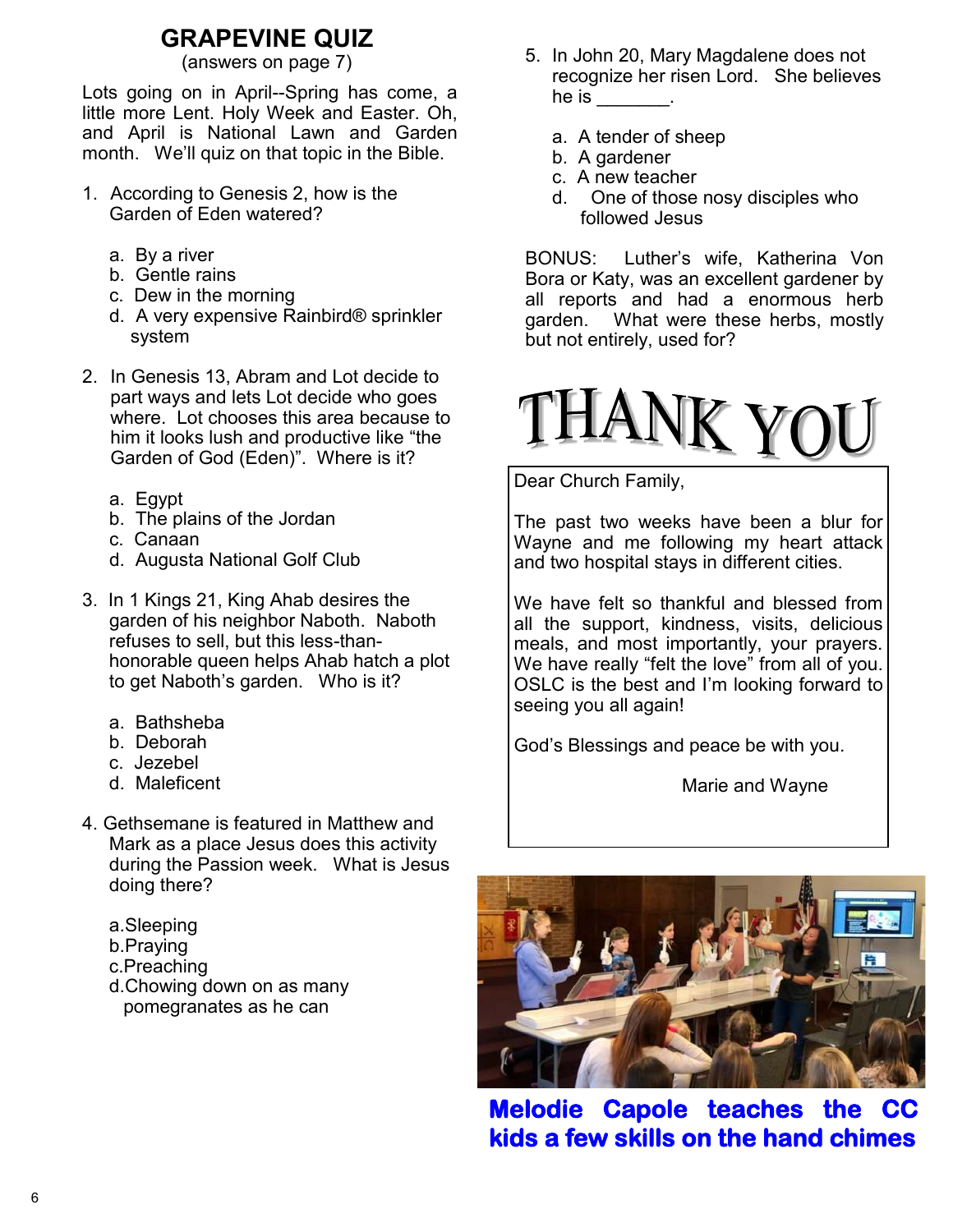# GRAPEVINE QUIZ

(answers on page 7)

Lots going on in April--Spring has come, a little more Lent. Holy Week and Easter. Oh, and April is National Lawn and Garden month. We'll quiz on that topic in the Bible.

1. According to Genesis 2, how is the Garden of Eden watered?

   a. By a river
   b. Gentle rains
   c. Dew in the morning
   d. A very expensive Rainbird® sprinkler system

2. In Genesis 13, Abram and Lot decide to part ways and lets Lot decide who goes where. Lot chooses this area because to him it looks lush and productive like "the Garden of God (Eden)". Where is it?

   a. Egypt
   b. The plains of the Jordan
   c. Canaan
   d. Augusta National Golf Club

3. In 1 Kings 21, King Ahab desires the garden of his neighbor Naboth. Naboth refuses to sell, but this less-than-honorable queen helps Ahab hatch a plot to get Naboth's garden. Who is it?

   a. Bathsheba
   b. Deborah
   c. Jezebel
   d. Maleficent

4. Gethsemane is featured in Matthew and Mark as a place Jesus does this activity during the Passion week. What is Jesus doing there?

   a. Sleeping
   b. Praying
   c. Preaching
   d. Chowing down on as many pomegranates as he can

5. In John 20, Mary Magdalene does not recognize her risen Lord. She believes he is _______.

   a. A tender of sheep
   b. A gardener
   c. A new teacher
   d. One of those nosy disciples who followed Jesus

BONUS: Luther's wife, Katherina Von Bora or Katy, was an excellent gardener by all reports and had a enormous herb garden. What were these herbs, mostly but not entirely, used for?

# THANK YOU

Dear Church Family,

The past two weeks have been a blur for Wayne and me following my heart attack and two hospital stays in different cities.

We have felt so thankful and blessed from all the support, kindness, visits, delicious meals, and most importantly, your prayers. We have really "felt the love" from all of you. OSLC is the best and I'm looking forward to seeing you all again!

God's Blessings and peace be with you.

Marie and Wayne

**Melodie Capole teaches the CC kids a few skills on the hand chimes**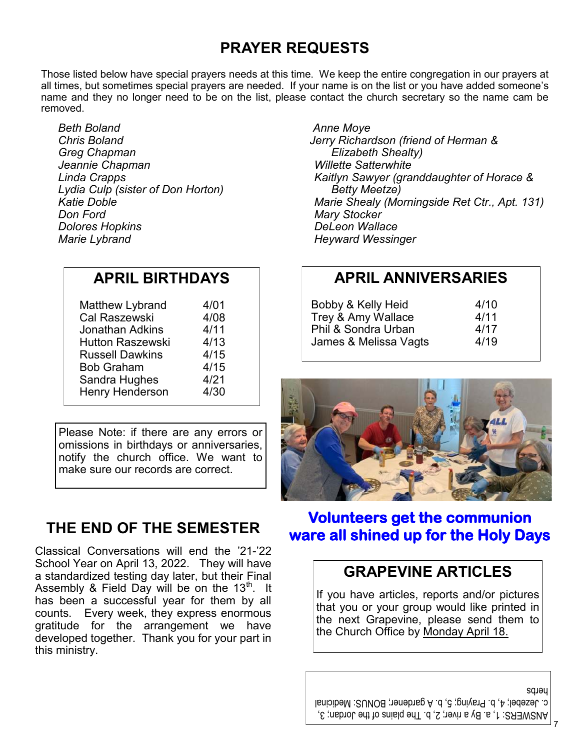# PRAYER REQUESTS

Those listed below have special prayers needs at this time. We keep the entire congregation in our prayers at all times, but sometimes special prayers are needed. If your name is on the list or you have added someone's name and they no longer need to be on the list, please contact the church secretary so the name cam be removed.

*Beth Boland*
*Chris Boland*
*Greg Chapman*
*Jeannie Chapman*
*Linda Crapps*
*Lydia Culp (sister of Don Horton)*
*Katie Doble*
*Don Ford*
*Dolores Hopkins*
*Marie Lybrand*
*Anne Moye*
*Jerry Richardson (friend of Herman & Elizabeth Shealty)*
*Willette Satterwhite*
*Kaitlyn Sawyer (granddaughter of Horace & Betty Meetze)*
*Marie Shealy (Morningside Ret Ctr., Apt. 131)*
*Mary Stocker*
*DeLeon Wallace*
*Heyward Wessinger*

## APRIL BIRTHDAYS

| Name | Date |
|---|---|
| Matthew Lybrand | 4/01 |
| Cal Raszewski | 4/08 |
| Jonathan Adkins | 4/11 |
| Hutton Raszewski | 4/13 |
| Russell Dawkins | 4/15 |
| Bob Graham | 4/15 |
| Sandra Hughes | 4/21 |
| Henry Henderson | 4/30 |

## APRIL ANNIVERSARIES

| Names | Date |
|---|---|
| Bobby & Kelly Heid | 4/10 |
| Trey & Amy Wallace | 4/11 |
| Phil & Sondra Urban | 4/17 |
| James & Melissa Vagts | 4/19 |

Please Note: if there are any errors or omissions in birthdays or anniversaries, notify the church office. We want to make sure our records are correct.

**Volunteers get the communion ware all shined up for the Holy Days**

## THE END OF THE SEMESTER

Classical Conversations will end the '21-'22 School Year on April 13, 2022. They will have a standardized testing day later, but their Final Assembly & Field Day will be on the 13th. It has been a successful year for them by all counts. Every week, they express enormous gratitude for the arrangement we have developed together. Thank you for your part in this ministry.

## GRAPEVINE ARTICLES

If you have articles, reports and/or pictures that you or your group would like printed in the next Grapevine, please send them to the Church Office by Monday April 18.

ANSWERS: 1, a. By a river; 2, b. The plains of the Jordan; 3, c. Jezebel; 4, b. Praying; 5, b. A gardener; BONUS: Medicinal herbs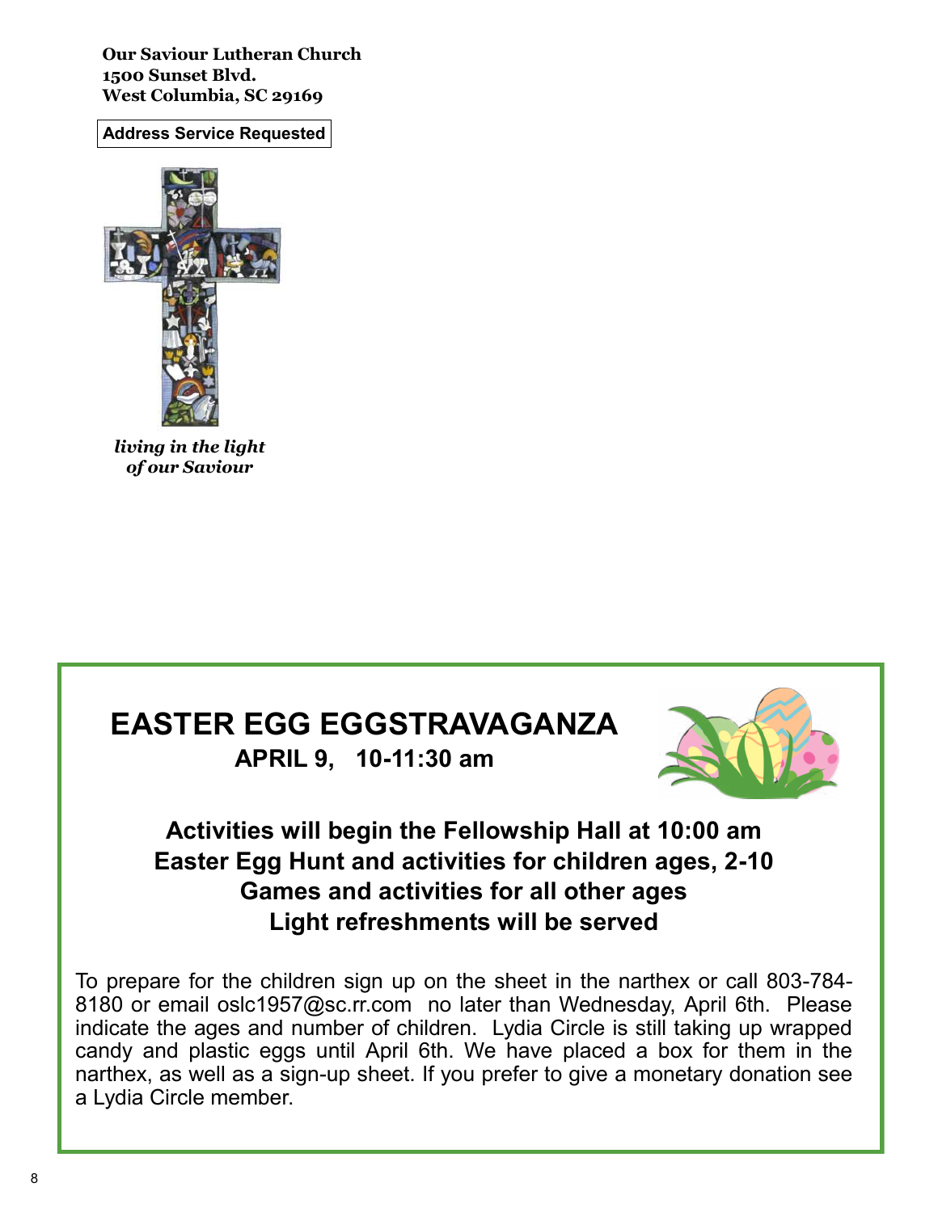**Our Saviour Lutheran Church**
**1500 Sunset Blvd.**
**West Columbia, SC 29169**

**Address Service Requested**

***living in the light of our Saviour***

# EASTER EGG EGGSTRAVAGANZA

**APRIL 9, 10-11:30 am**

**Activities will begin the Fellowship Hall at 10:00 am**
**Easter Egg Hunt and activities for children ages, 2-10**
**Games and activities for all other ages**
**Light refreshments will be served**

To prepare for the children sign up on the sheet in the narthex or call 803-784-8180 or email oslc1957@sc.rr.com no later than Wednesday, April 6th. Please indicate the ages and number of children. Lydia Circle is still taking up wrapped candy and plastic eggs until April 6th. We have placed a box for them in the narthex, as well as a sign-up sheet. If you prefer to give a monetary donation see a Lydia Circle member.